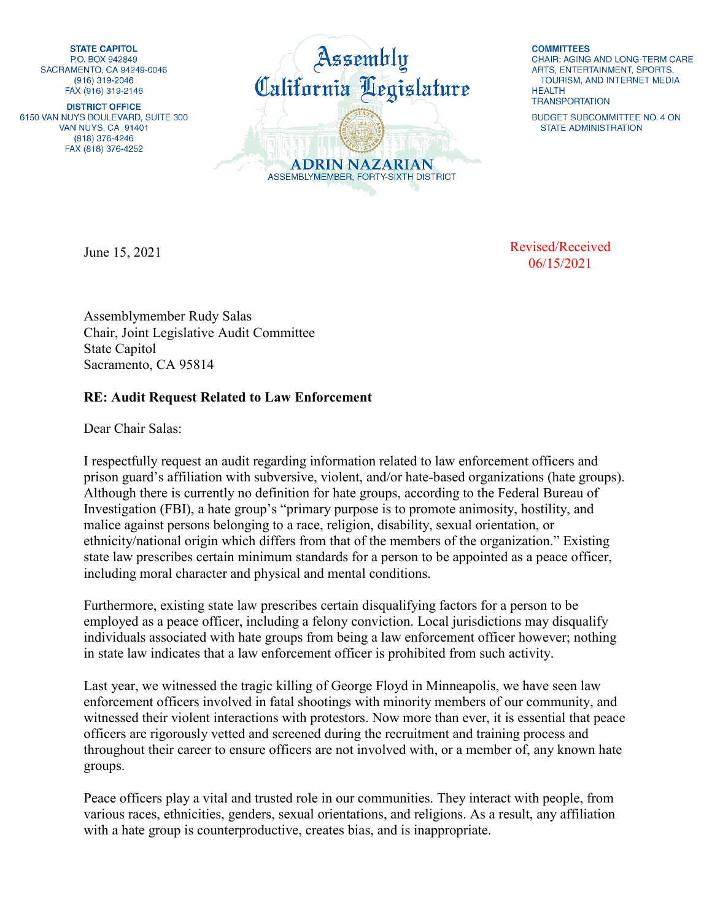**STATE CAPITOL**
P.O. BOX 942849
SACRAMENTO, CA 94249-0046
(916) 319-2046
FAX (916) 319-2146

**DISTRICT OFFICE**
6150 VAN NUYS BOULEVARD, SUITE 300
VAN NUYS, CA 91401
(818) 376-4246
FAX (818) 376-4252

Assembly
California Legislature

**ADRIN NAZARIAN**
ASSEMBLYMEMBER, FORTY-SIXTH DISTRICT

**COMMITTEES**
CHAIR: AGING AND LONG-TERM CARE
ARTS, ENTERTAINMENT, SPORTS, TOURISM, AND INTERNET MEDIA
HEALTH
TRANSPORTATION

BUDGET SUBCOMMITTEE NO. 4 ON STATE ADMINISTRATION

June 15, 2021

Revised/Received
06/15/2021

Assemblymember Rudy Salas
Chair, Joint Legislative Audit Committee
State Capitol
Sacramento, CA 95814

**RE: Audit Request Related to Law Enforcement**

Dear Chair Salas:

I respectfully request an audit regarding information related to law enforcement officers and prison guard's affiliation with subversive, violent, and/or hate-based organizations (hate groups). Although there is currently no definition for hate groups, according to the Federal Bureau of Investigation (FBI), a hate group's "primary purpose is to promote animosity, hostility, and malice against persons belonging to a race, religion, disability, sexual orientation, or ethnicity/national origin which differs from that of the members of the organization." Existing state law prescribes certain minimum standards for a person to be appointed as a peace officer, including moral character and physical and mental conditions.

Furthermore, existing state law prescribes certain disqualifying factors for a person to be employed as a peace officer, including a felony conviction. Local jurisdictions may disqualify individuals associated with hate groups from being a law enforcement officer however; nothing in state law indicates that a law enforcement officer is prohibited from such activity.

Last year, we witnessed the tragic killing of George Floyd in Minneapolis, we have seen law enforcement officers involved in fatal shootings with minority members of our community, and witnessed their violent interactions with protestors. Now more than ever, it is essential that peace officers are rigorously vetted and screened during the recruitment and training process and throughout their career to ensure officers are not involved with, or a member of, any known hate groups.

Peace officers play a vital and trusted role in our communities. They interact with people, from various races, ethnicities, genders, sexual orientations, and religions. As a result, any affiliation with a hate group is counterproductive, creates bias, and is inappropriate.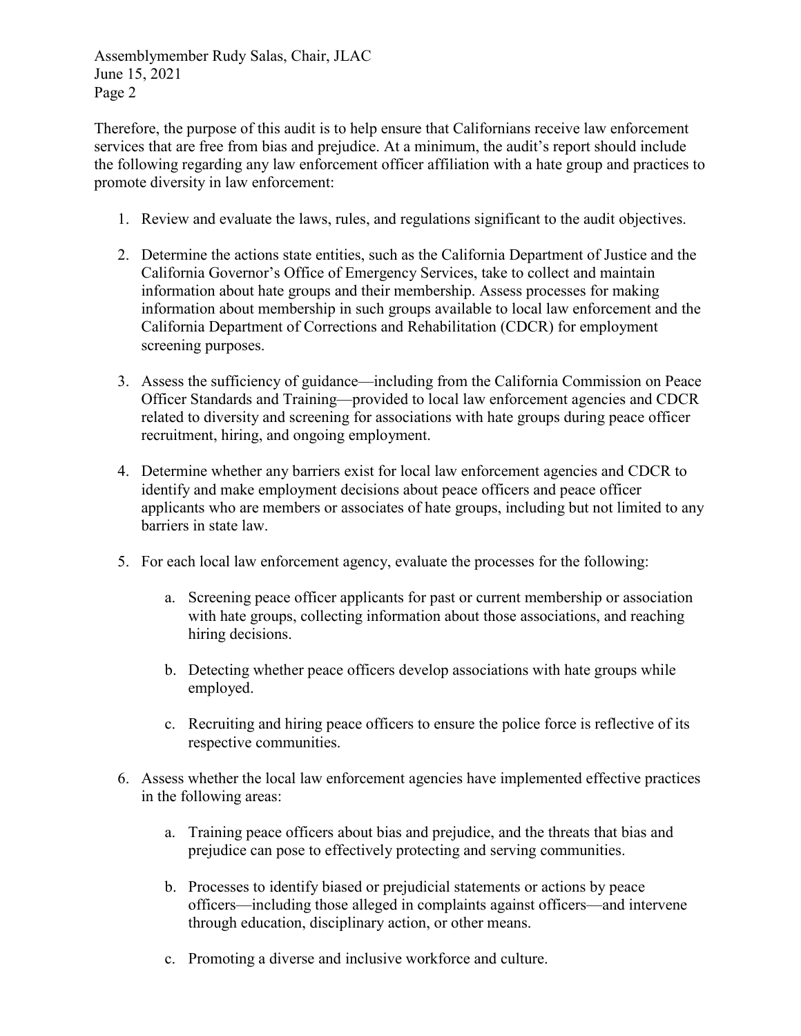Therefore, the purpose of this audit is to help ensure that Californians receive law enforcement services that are free from bias and prejudice. At a minimum, the audit's report should include the following regarding any law enforcement officer affiliation with a hate group and practices to promote diversity in law enforcement:

1. Review and evaluate the laws, rules, and regulations significant to the audit objectives.

2. Determine the actions state entities, such as the California Department of Justice and the California Governor's Office of Emergency Services, take to collect and maintain information about hate groups and their membership. Assess processes for making information about membership in such groups available to local law enforcement and the California Department of Corrections and Rehabilitation (CDCR) for employment screening purposes.

3. Assess the sufficiency of guidance—including from the California Commission on Peace Officer Standards and Training—provided to local law enforcement agencies and CDCR related to diversity and screening for associations with hate groups during peace officer recruitment, hiring, and ongoing employment.

4. Determine whether any barriers exist for local law enforcement agencies and CDCR to identify and make employment decisions about peace officers and peace officer applicants who are members or associates of hate groups, including but not limited to any barriers in state law.

5. For each local law enforcement agency, evaluate the processes for the following:

    a. Screening peace officer applicants for past or current membership or association with hate groups, collecting information about those associations, and reaching hiring decisions.

    b. Detecting whether peace officers develop associations with hate groups while employed.

    c. Recruiting and hiring peace officers to ensure the police force is reflective of its respective communities.

6. Assess whether the local law enforcement agencies have implemented effective practices in the following areas:

    a. Training peace officers about bias and prejudice, and the threats that bias and prejudice can pose to effectively protecting and serving communities.

    b. Processes to identify biased or prejudicial statements or actions by peace officers—including those alleged in complaints against officers—and intervene through education, disciplinary action, or other means.

    c. Promoting a diverse and inclusive workforce and culture.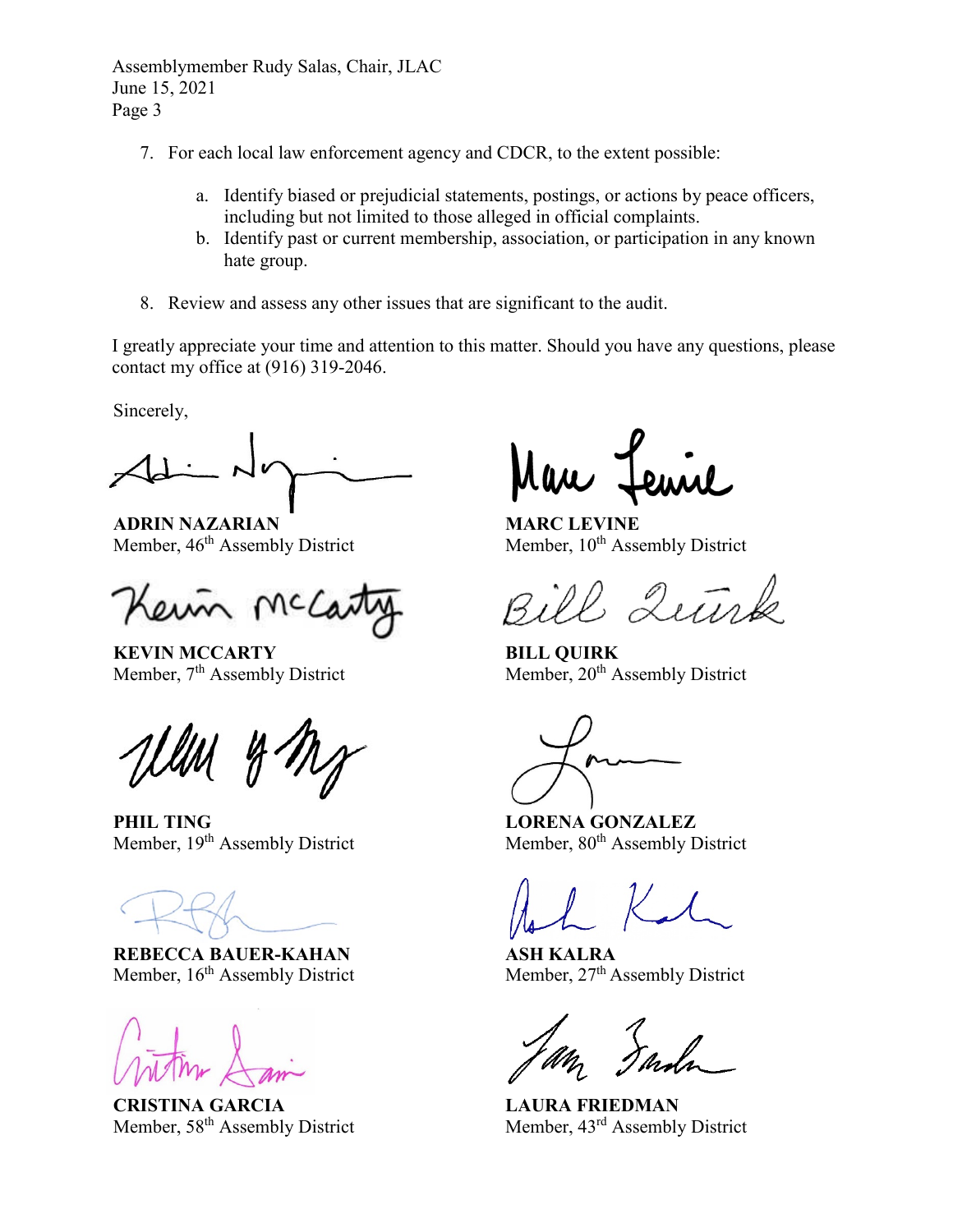7. For each local law enforcement agency and CDCR, to the extent possible:

   a. Identify biased or prejudicial statements, postings, or actions by peace officers, including but not limited to those alleged in official complaints.
   b. Identify past or current membership, association, or participation in any known hate group.

8. Review and assess any other issues that are significant to the audit.

I greatly appreciate your time and attention to this matter. Should you have any questions, please contact my office at (916) 319-2046.

Sincerely,

**ADRIN NAZARIAN**
Member, 46th Assembly District

**MARC LEVINE**
Member, 10th Assembly District

**KEVIN MCCARTY**
Member, 7th Assembly District

**BILL QUIRK**
Member, 20th Assembly District

**PHIL TING**
Member, 19th Assembly District

**LORENA GONZALEZ**
Member, 80th Assembly District

**REBECCA BAUER-KAHAN**
Member, 16th Assembly District

**ASH KALRA**
Member, 27th Assembly District

**CRISTINA GARCIA**
Member, 58th Assembly District

**LAURA FRIEDMAN**
Member, 43rd Assembly District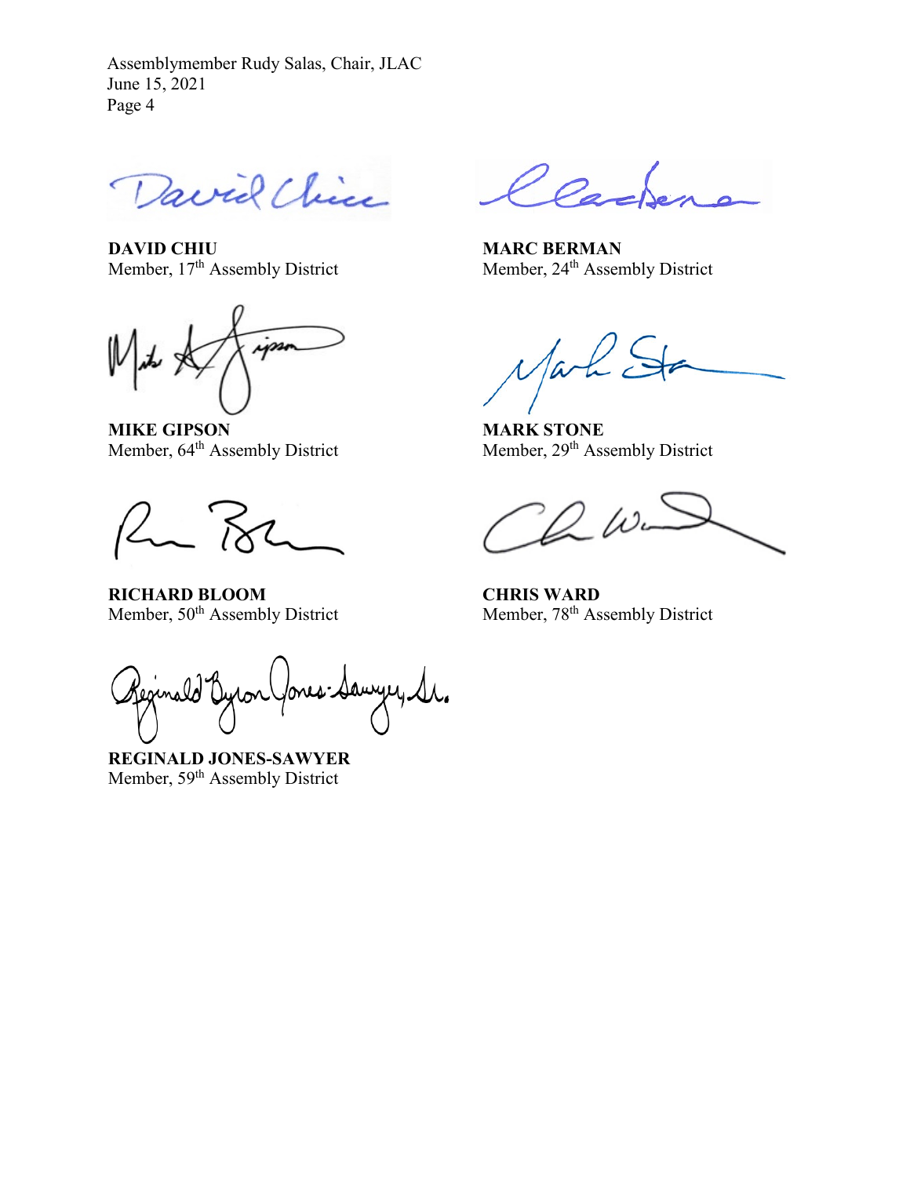**DAVID CHIU**
Member, 17th Assembly District

**MARC BERMAN**
Member, 24th Assembly District

**MIKE GIPSON**
Member, 64th Assembly District

**MARK STONE**
Member, 29th Assembly District

**RICHARD BLOOM**
Member, 50th Assembly District

**CHRIS WARD**
Member, 78th Assembly District

**REGINALD JONES-SAWYER**
Member, 59th Assembly District